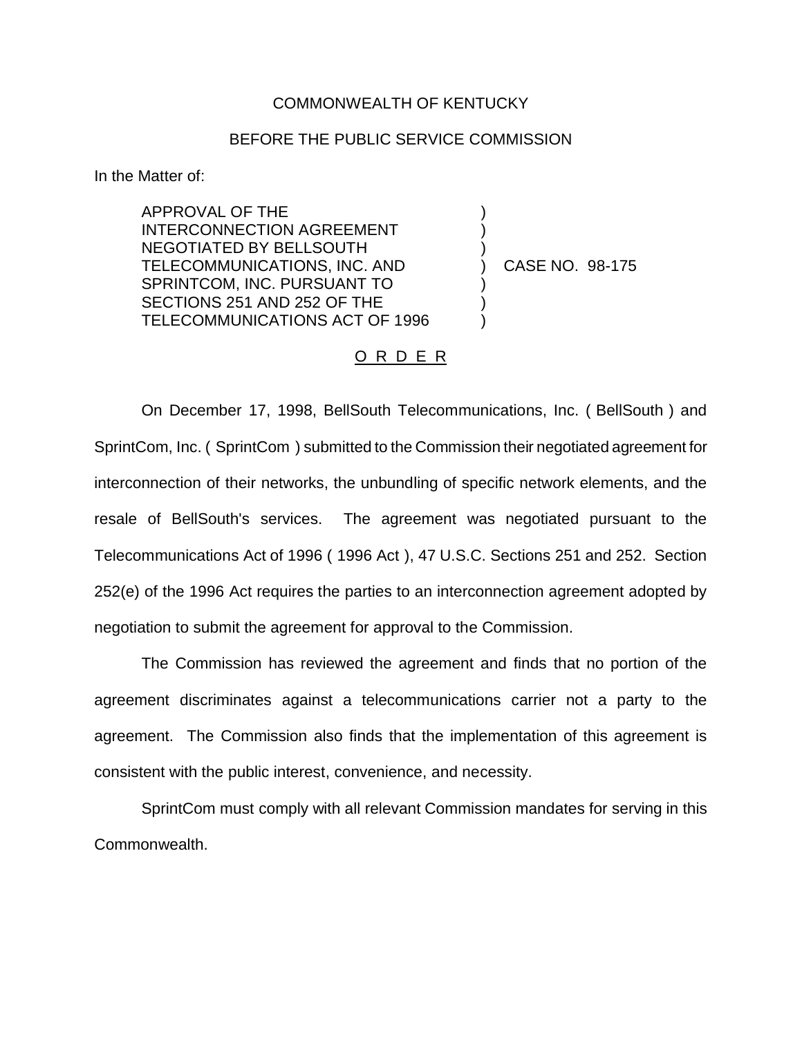COMMONWEALTH OF KENTUCKY

BEFORE THE PUBLIC SERVICE COMMISSION

In the Matter of:

APPROVAL OF THE INTERCONNECTION AGREEMENT NEGOTIATED BY BELLSOUTH TELECOMMUNICATIONS, INC. AND SPRINTCOM, INC. PURSUANT TO SECTIONS 251 AND 252 OF THE TELECOMMUNICATIONS ACT OF 1996 ) CASE NO. 98-175

O R D E R

On December 17, 1998, BellSouth Telecommunications, Inc. ( BellSouth ) and SprintCom, Inc. ( SprintCom ) submitted to the Commission their negotiated agreement for interconnection of their networks, the unbundling of specific network elements, and the resale of BellSouth's services. The agreement was negotiated pursuant to the Telecommunications Act of 1996 ( 1996 Act ), 47 U.S.C. Sections 251 and 252. Section 252(e) of the 1996 Act requires the parties to an interconnection agreement adopted by negotiation to submit the agreement for approval to the Commission.

The Commission has reviewed the agreement and finds that no portion of the agreement discriminates against a telecommunications carrier not a party to the agreement. The Commission also finds that the implementation of this agreement is consistent with the public interest, convenience, and necessity.

SprintCom must comply with all relevant Commission mandates for serving in this Commonwealth.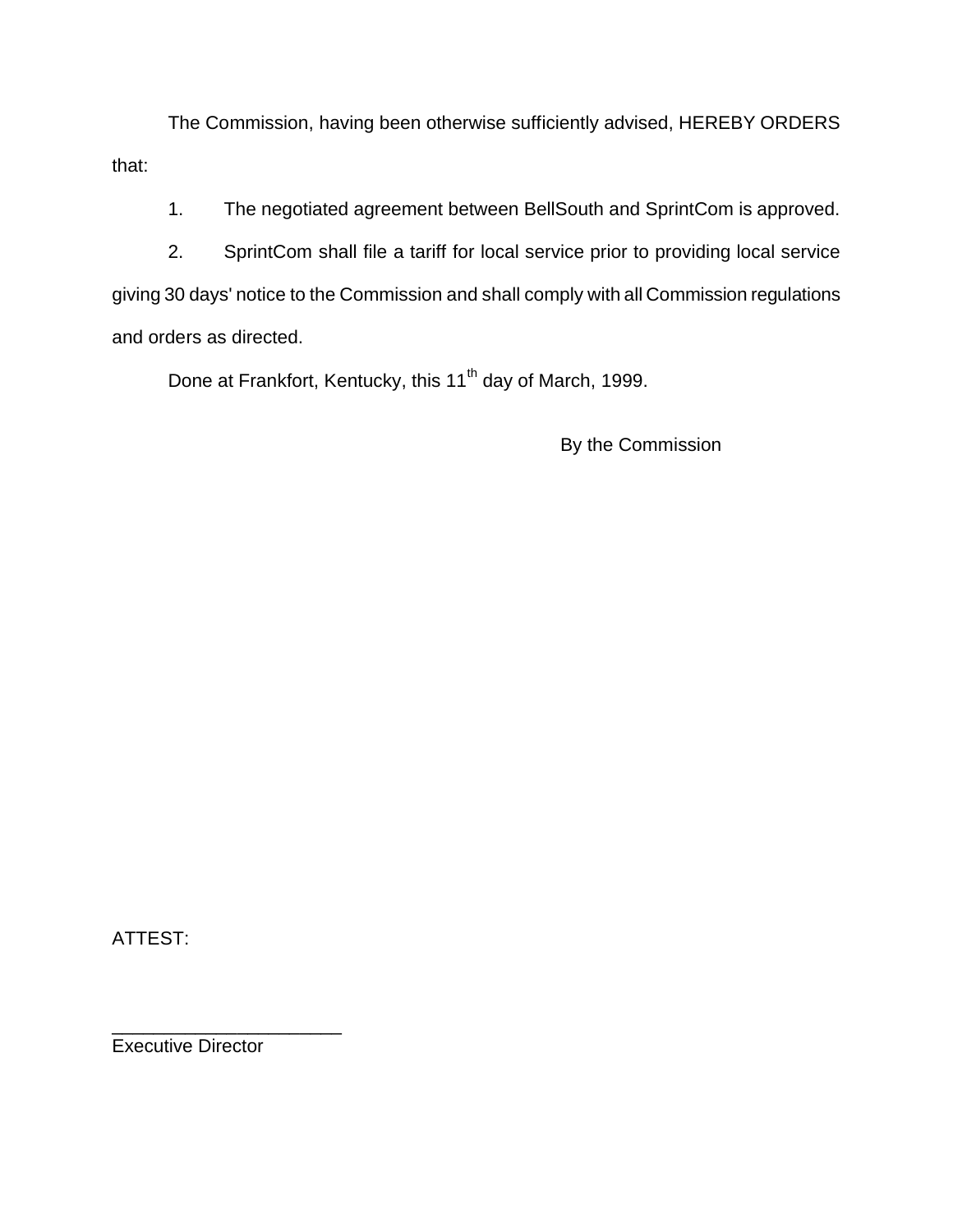The Commission, having been otherwise sufficiently advised, HEREBY ORDERS that:

1. The negotiated agreement between BellSouth and SprintCom is approved.

2. SprintCom shall file a tariff for local service prior to providing local service giving 30 days' notice to the Commission and shall comply with all Commission regulations and orders as directed.

Done at Frankfort, Kentucky, this 11th day of March, 1999.

By the Commission

ATTEST:

______________________
Executive Director